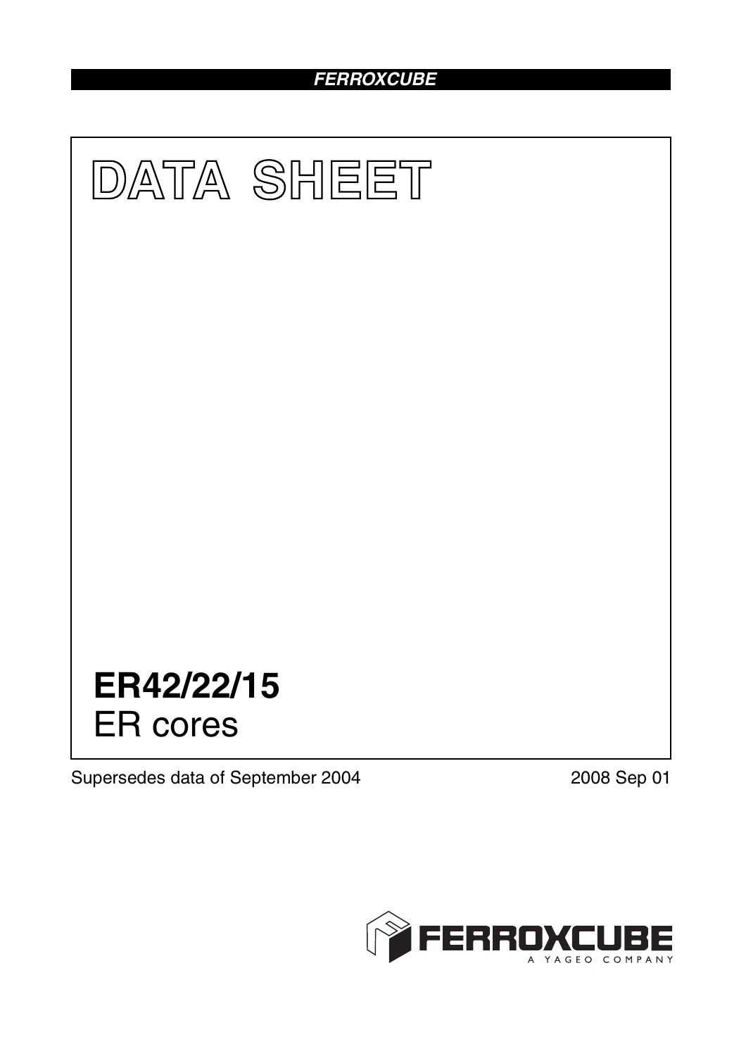# DATA SHEET

## ER42/22/15

ER cores

Supersedes data of September 2004

2008 Sep 01

FERROXCUBE

A YAGEO COMPANY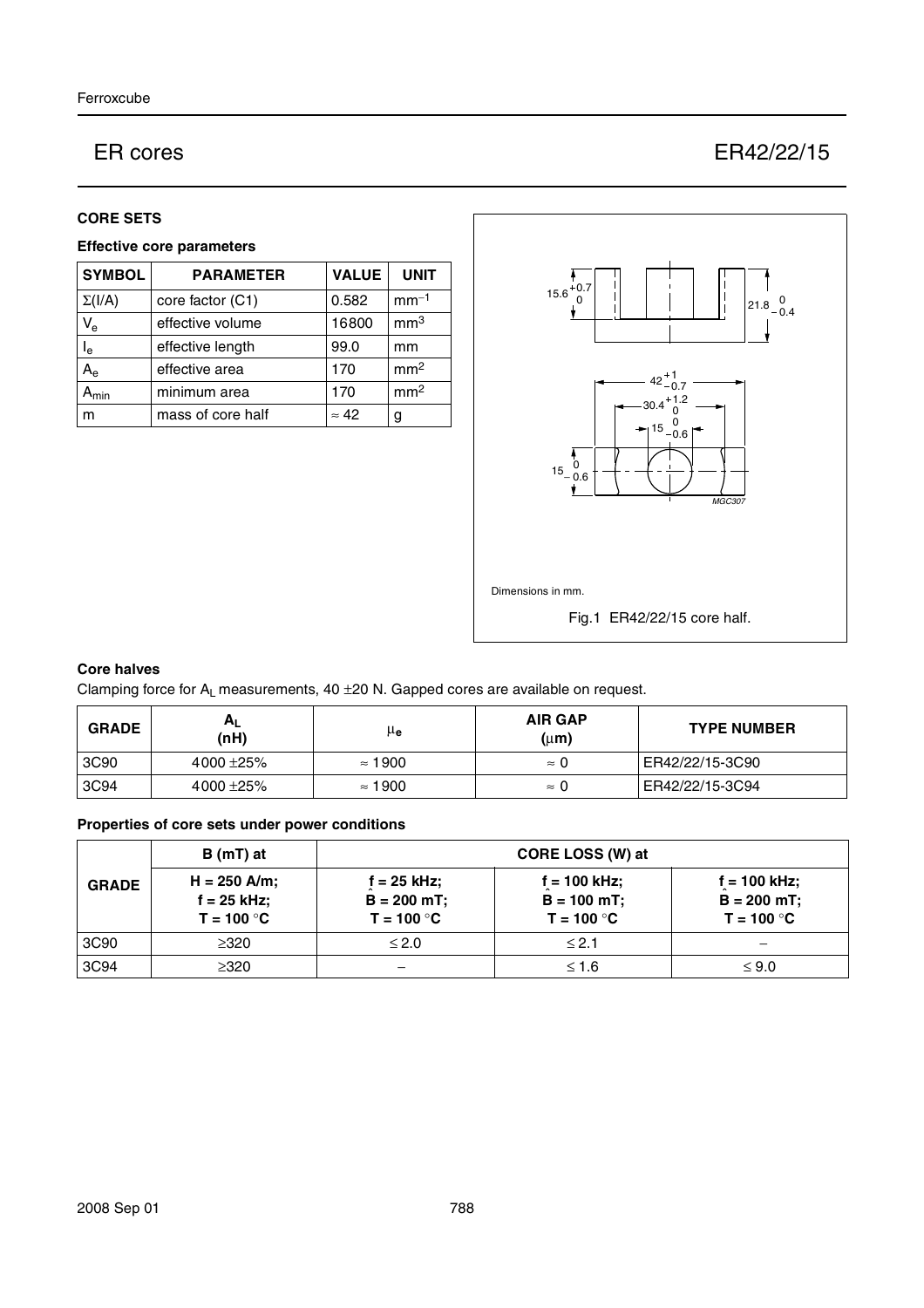# ER cores — ER42/22/15

## CORE SETS

### Effective core parameters

| SYMBOL | PARAMETER | VALUE | UNIT |
|---|---|---|---|
| $\Sigma(I/A)$ | core factor (C1) | 0.582 | $mm^{-1}$ |
| $V_e$ | effective volume | 16800 | $mm^3$ |
| $l_e$ | effective length | 99.0 | mm |
| $A_e$ | effective area | 170 | $mm^2$ |
| $A_{min}$ | minimum area | 170 | $mm^2$ |
| m | mass of core half | ≈ 42 | g |

Dimensions in mm.

Fig.1 ER42/22/15 core half.

### Core halves

Clamping force for $A_L$ measurements, 40 ±20 N. Gapped cores are available on request.

| GRADE | $A_L$ (nH) | $\mu_e$ | AIR GAP (μm) | TYPE NUMBER |
|---|---|---|---|---|
| 3C90 | 4000 ±25% | ≈ 1900 | ≈ 0 | ER42/22/15-3C90 |
| 3C94 | 4000 ±25% | ≈ 1900 | ≈ 0 | ER42/22/15-3C94 |

### Properties of core sets under power conditions

| GRADE | B (mT) at | CORE LOSS (W) at | | |
|---|---|---|---|---|
| | H = 250 A/m; f = 25 kHz; T = 100 °C | f = 25 kHz; $\hat{B}$ = 200 mT; T = 100 °C | f = 100 kHz; $\hat{B}$ = 100 mT; T = 100 °C | f = 100 kHz; $\hat{B}$ = 200 mT; T = 100 °C |
| 3C90 | ≥320 | ≤ 2.0 | ≤ 2.1 | − |
| 3C94 | ≥320 | − | ≤ 1.6 | ≤ 9.0 |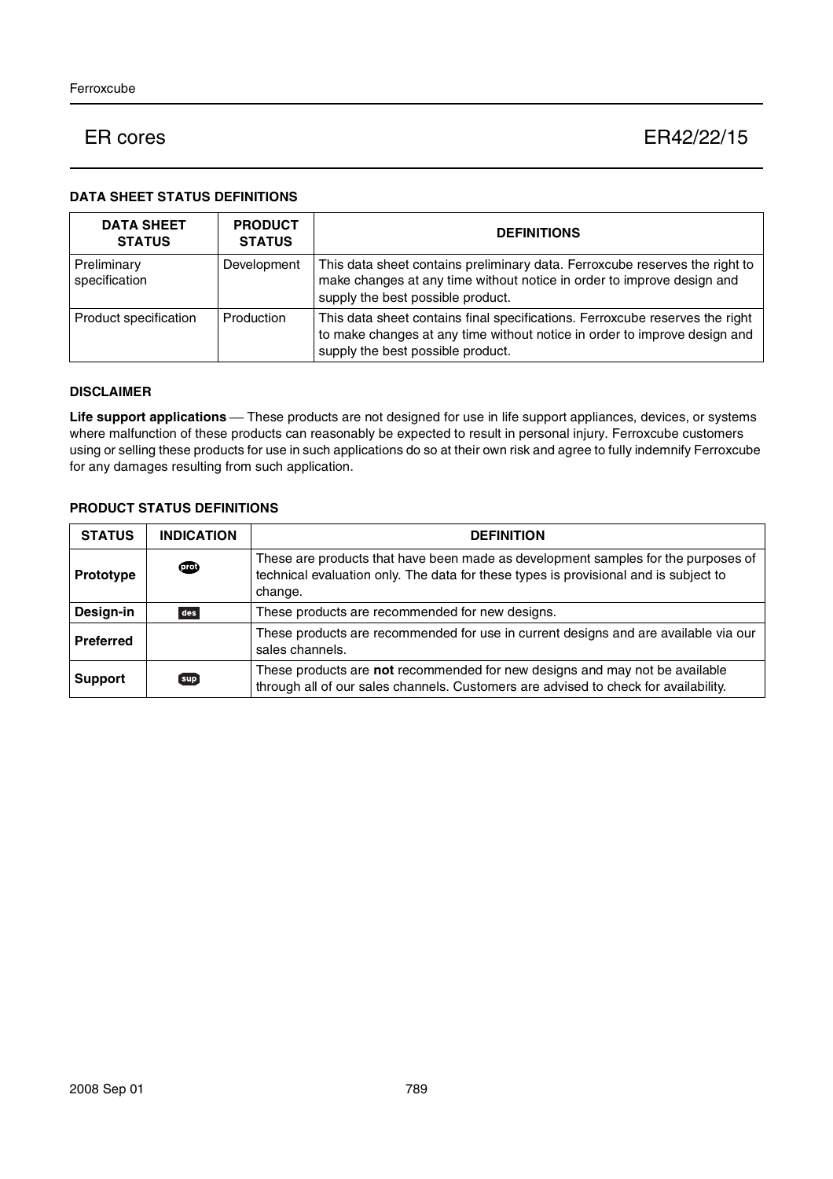## DATA SHEET STATUS DEFINITIONS

| DATA SHEET STATUS | PRODUCT STATUS | DEFINITIONS |
|---|---|---|
| Preliminary specification | Development | This data sheet contains preliminary data. Ferroxcube reserves the right to make changes at any time without notice in order to improve design and supply the best possible product. |
| Product specification | Production | This data sheet contains final specifications. Ferroxcube reserves the right to make changes at any time without notice in order to improve design and supply the best possible product. |

## DISCLAIMER

**Life support applications** — These products are not designed for use in life support appliances, devices, or systems where malfunction of these products can reasonably be expected to result in personal injury. Ferroxcube customers using or selling these products for use in such applications do so at their own risk and agree to fully indemnify Ferroxcube for any damages resulting from such application.

## PRODUCT STATUS DEFINITIONS

| STATUS | INDICATION | DEFINITION |
|---|---|---|
| **Prototype** | prot | These are products that have been made as development samples for the purposes of technical evaluation only. The data for these types is provisional and is subject to change. |
| **Design-in** | des | These products are recommended for new designs. |
| **Preferred** | | These products are recommended for use in current designs and are available via our sales channels. |
| **Support** | sup | These products are **not** recommended for new designs and may not be available through all of our sales channels. Customers are advised to check for availability. |